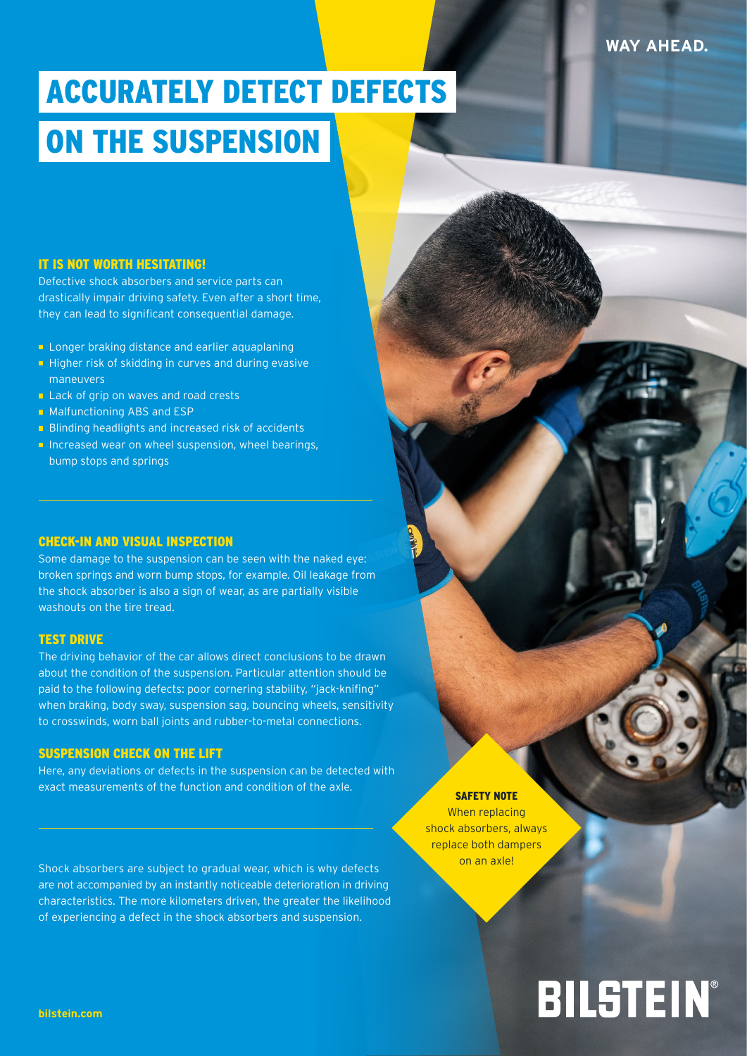WAY AHEAD.

# ACCURATELY DETECT DEFECTS ON THE SUSPENSION

## IT IS NOT WORTH HESITATING!

Defective shock absorbers and service parts can drastically impair driving safety. Even after a short time, they can lead to significant consequential damage.

- Longer braking distance and earlier aquaplaning
- Higher risk of skidding in curves and during evasive maneuvers
- Lack of grip on waves and road crests
- Malfunctioning ABS and ESP
- Blinding headlights and increased risk of accidents
- Increased wear on wheel suspension, wheel bearings, bump stops and springs

## CHECK-IN AND VISUAL INSPECTION

Some damage to the suspension can be seen with the naked eye: broken springs and worn bump stops, for example. Oil leakage from the shock absorber is also a sign of wear, as are partially visible washouts on the tire tread.

## TEST DRIVE

The driving behavior of the car allows direct conclusions to be drawn about the condition of the suspension. Particular attention should be paid to the following defects: poor cornering stability, "jack-knifing" when braking, body sway, suspension sag, bouncing wheels, sensitivity to crosswinds, worn ball joints and rubber-to-metal connections.

## SUSPENSION CHECK ON THE LIFT

Here, any deviations or defects in the suspension can be detected with exact measurements of the function and condition of the axle.

Shock absorbers are subject to gradual wear, which is why defects are not accompanied by an instantly noticeable deterioration in driving characteristics. The more kilometers driven, the greater the likelihood of experiencing a defect in the shock absorbers and suspension.

**SAFETY NOTE**
When replacing shock absorbers, always replace both dampers on an axle!

bilstein.com

BILSTEIN®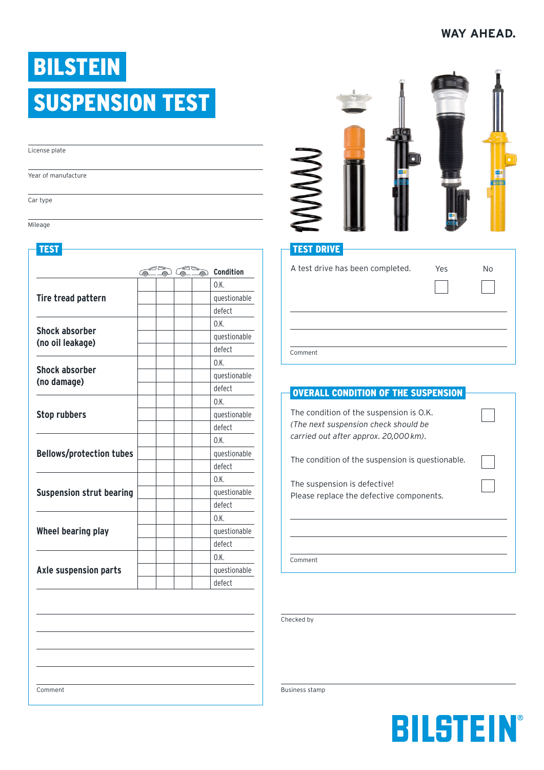WAY AHEAD.

# BILSTEIN SUSPENSION TEST

License plate

Year of manufacture

Car type

Mileage

## TEST

| | (front axle) | | (rear axle) | | Condition |
|---|---|---|---|---|---|
| Tire tread pattern | | | | | O.K. |
| | | | | | questionable |
| | | | | | defect |
| Shock absorber (no oil leakage) | | | | | O.K. |
| | | | | | questionable |
| | | | | | defect |
| Shock absorber (no damage) | | | | | O.K. |
| | | | | | questionable |
| | | | | | defect |
| Stop rubbers | | | | | O.K. |
| | | | | | questionable |
| | | | | | defect |
| Bellows/protection tubes | | | | | O.K. |
| | | | | | questionable |
| | | | | | defect |
| Suspension strut bearing | | | | | O.K. |
| | | | | | questionable |
| | | | | | defect |
| Wheel bearing play | | | | | O.K. |
| | | | | | questionable |
| | | | | | defect |
| Axle suspension parts | | | | | O.K. |
| | | | | | questionable |
| | | | | | defect |

Comment

## TEST DRIVE

A test drive has been completed. Yes ☐ No ☐

Comment

## OVERALL CONDITION OF THE SUSPENSION

The condition of the suspension is O.K. ☐
*(The next suspension check should be carried out after approx. 20,000 km).*

The condition of the suspension is questionable. ☐

The suspension is defective! ☐
Please replace the defective components.

Comment

Checked by

Business stamp

BILSTEIN®